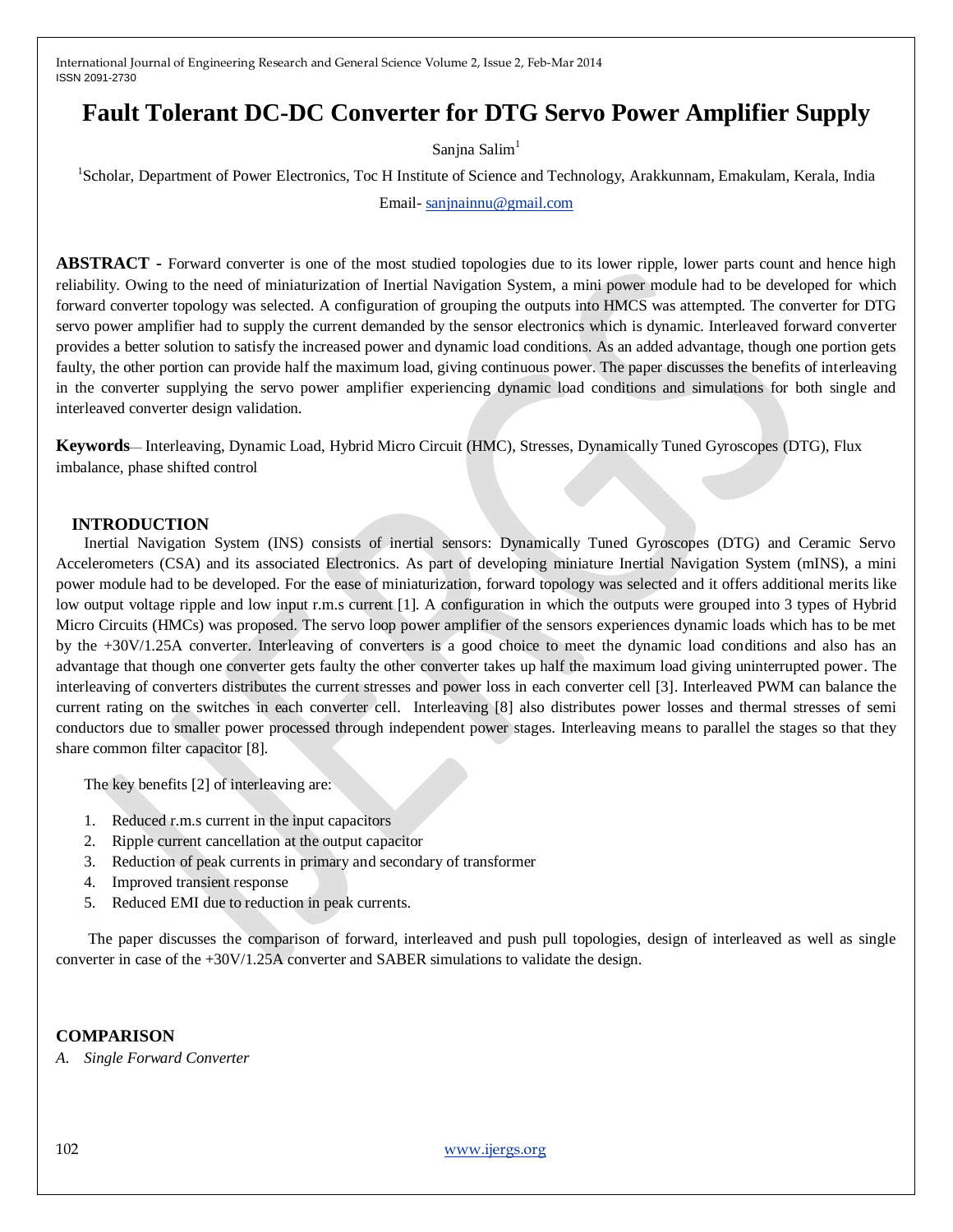# Fault Tolerant DC-DC Converter for DTG Servo Power Amplifier Supply

Sanjna Salim[1]

[1]Scholar, Department of Power Electronics, Toc H Institute of Science and Technology, Arakkunnam, Emakulam, Kerala, India

Email- sanjnainnu@gmail.com

**ABSTRACT -** Forward converter is one of the most studied topologies due to its lower ripple, lower parts count and hence high reliability. Owing to the need of miniaturization of Inertial Navigation System, a mini power module had to be developed for which forward converter topology was selected. A configuration of grouping the outputs into HMCS was attempted. The converter for DTG servo power amplifier had to supply the current demanded by the sensor electronics which is dynamic. Interleaved forward converter provides a better solution to satisfy the increased power and dynamic load conditions. As an added advantage, though one portion gets faulty, the other portion can provide half the maximum load, giving continuous power. The paper discusses the benefits of interleaving in the converter supplying the servo power amplifier experiencing dynamic load conditions and simulations for both single and interleaved converter design validation.

**Keywords**— Interleaving, Dynamic Load, Hybrid Micro Circuit (HMC), Stresses, Dynamically Tuned Gyroscopes (DTG), Flux imbalance, phase shifted control

## INTRODUCTION

Inertial Navigation System (INS) consists of inertial sensors: Dynamically Tuned Gyroscopes (DTG) and Ceramic Servo Accelerometers (CSA) and its associated Electronics. As part of developing miniature Inertial Navigation System (mINS), a mini power module had to be developed. For the ease of miniaturization, forward topology was selected and it offers additional merits like low output voltage ripple and low input r.m.s current [1]. A configuration in which the outputs were grouped into 3 types of Hybrid Micro Circuits (HMCs) was proposed. The servo loop power amplifier of the sensors experiences dynamic loads which has to be met by the +30V/1.25A converter. Interleaving of converters is a good choice to meet the dynamic load conditions and also has an advantage that though one converter gets faulty the other converter takes up half the maximum load giving uninterrupted power. The interleaving of converters distributes the current stresses and power loss in each converter cell [3]. Interleaved PWM can balance the current rating on the switches in each converter cell. Interleaving [8] also distributes power losses and thermal stresses of semi conductors due to smaller power processed through independent power stages. Interleaving means to parallel the stages so that they share common filter capacitor [8].

The key benefits [2] of interleaving are:

1. Reduced r.m.s current in the input capacitors
2. Ripple current cancellation at the output capacitor
3. Reduction of peak currents in primary and secondary of transformer
4. Improved transient response
5. Reduced EMI due to reduction in peak currents.

The paper discusses the comparison of forward, interleaved and push pull topologies, design of interleaved as well as single converter in case of the +30V/1.25A converter and SABER simulations to validate the design.

## COMPARISON

*A. Single Forward Converter*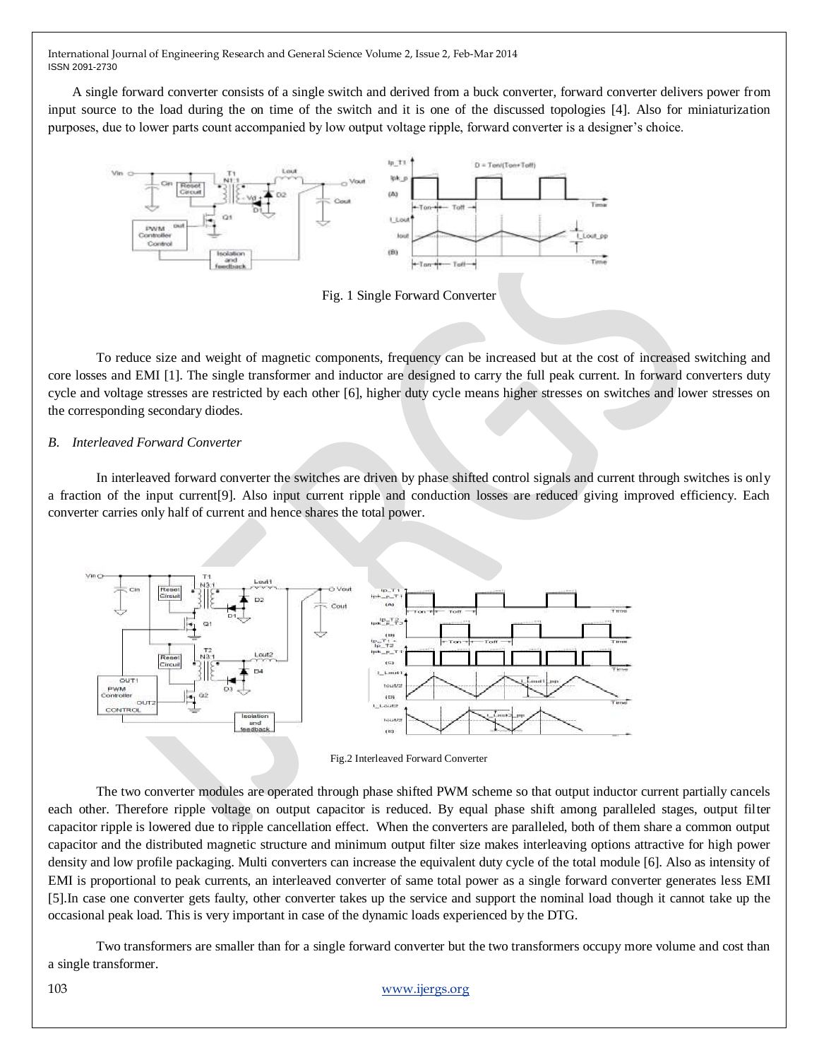A single forward converter consists of a single switch and derived from a buck converter, forward converter delivers power from input source to the load during the on time of the switch and it is one of the discussed topologies [4]. Also for miniaturization purposes, due to lower parts count accompanied by low output voltage ripple, forward converter is a designer's choice.

Fig. 1 Single Forward Converter

To reduce size and weight of magnetic components, frequency can be increased but at the cost of increased switching and core losses and EMI [1]. The single transformer and inductor are designed to carry the full peak current. In forward converters duty cycle and voltage stresses are restricted by each other [6], higher duty cycle means higher stresses on switches and lower stresses on the corresponding secondary diodes.

### *B. Interleaved Forward Converter*

In interleaved forward converter the switches are driven by phase shifted control signals and current through switches is only a fraction of the input current[9]. Also input current ripple and conduction losses are reduced giving improved efficiency. Each converter carries only half of current and hence shares the total power.

Fig.2 Interleaved Forward Converter

The two converter modules are operated through phase shifted PWM scheme so that output inductor current partially cancels each other. Therefore ripple voltage on output capacitor is reduced. By equal phase shift among paralleled stages, output filter capacitor ripple is lowered due to ripple cancellation effect. When the converters are paralleled, both of them share a common output capacitor and the distributed magnetic structure and minimum output filter size makes interleaving options attractive for high power density and low profile packaging. Multi converters can increase the equivalent duty cycle of the total module [6]. Also as intensity of EMI is proportional to peak currents, an interleaved converter of same total power as a single forward converter generates less EMI [5].In case one converter gets faulty, other converter takes up the service and support the nominal load though it cannot take up the occasional peak load. This is very important in case of the dynamic loads experienced by the DTG.

Two transformers are smaller than for a single forward converter but the two transformers occupy more volume and cost than a single transformer.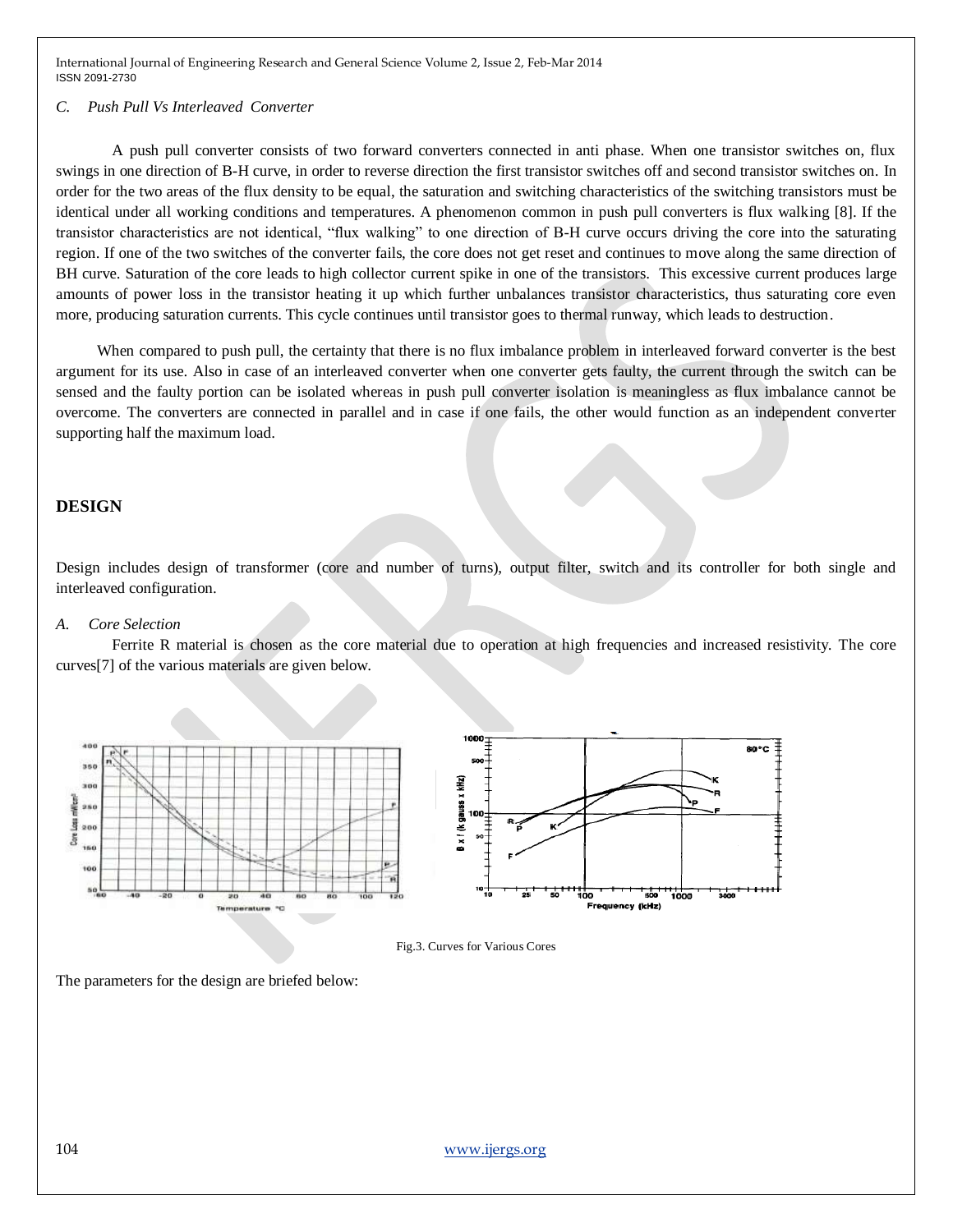### C. Push Pull Vs Interleaved Converter

A push pull converter consists of two forward converters connected in anti phase. When one transistor switches on, flux swings in one direction of B-H curve, in order to reverse direction the first transistor switches off and second transistor switches on. In order for the two areas of the flux density to be equal, the saturation and switching characteristics of the switching transistors must be identical under all working conditions and temperatures. A phenomenon common in push pull converters is flux walking [8]. If the transistor characteristics are not identical, "flux walking" to one direction of B-H curve occurs driving the core into the saturating region. If one of the two switches of the converter fails, the core does not get reset and continues to move along the same direction of BH curve. Saturation of the core leads to high collector current spike in one of the transistors. This excessive current produces large amounts of power loss in the transistor heating it up which further unbalances transistor characteristics, thus saturating core even more, producing saturation currents. This cycle continues until transistor goes to thermal runway, which leads to destruction.

When compared to push pull, the certainty that there is no flux imbalance problem in interleaved forward converter is the best argument for its use. Also in case of an interleaved converter when one converter gets faulty, the current through the switch can be sensed and the faulty portion can be isolated whereas in push pull converter isolation is meaningless as flux imbalance cannot be overcome. The converters are connected in parallel and in case if one fails, the other would function as an independent converter supporting half the maximum load.

## DESIGN

Design includes design of transformer (core and number of turns), output filter, switch and its controller for both single and interleaved configuration.

### A. Core Selection

Ferrite R material is chosen as the core material due to operation at high frequencies and increased resistivity. The core curves[7] of the various materials are given below.

Fig.3. Curves for Various Cores

The parameters for the design are briefed below: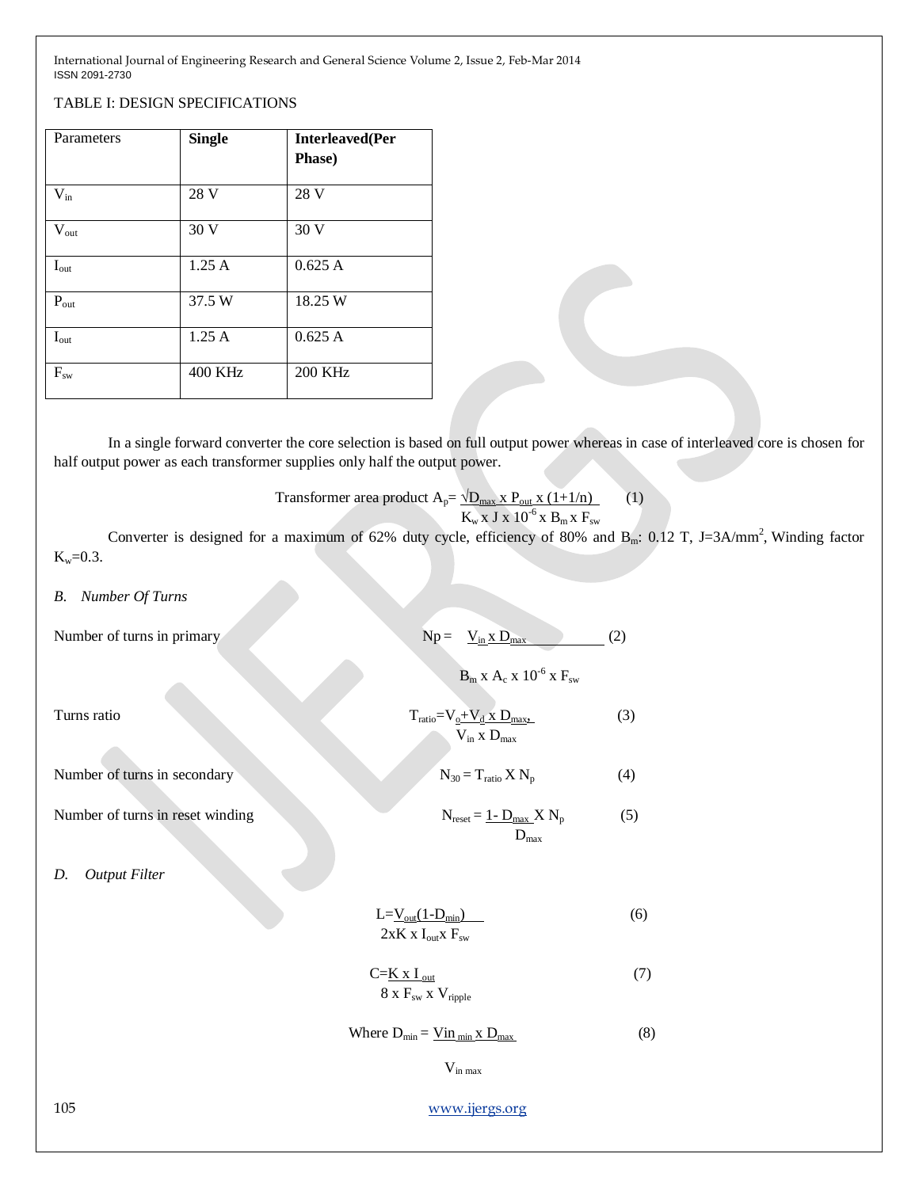TABLE I: DESIGN SPECIFICATIONS

| Parameters | **Single** | **Interleaved(Per Phase)** |
|---|---|---|
| $V_{in}$ | 28 V | 28 V |
| $V_{out}$ | 30 V | 30 V |
| $I_{out}$ | 1.25 A | 0.625 A |
| $P_{out}$ | 37.5 W | 18.25 W |
| $I_{out}$ | 1.25 A | 0.625 A |
| $F_{sw}$ | 400 KHz | 200 KHz |

In a single forward converter the core selection is based on full output power whereas in case of interleaved core is chosen for half output power as each transformer supplies only half the output power.

$$\text{Transformer area product } A_p = \frac{\sqrt{D_{max}} \text{ x } P_{out} \text{ x } (1+1/n)}{K_w \text{ x } J \text{ x } 10^{-6} \text{ x } B_m \text{ x } F_{sw}} \quad (1)$$

Converter is designed for a maximum of 62% duty cycle, efficiency of 80% and $B_m$: 0.12 T, J=3A/mm$^2$, Winding factor $K_w$=0.3.

*B. Number Of Turns*

Number of turns in primary
$$Np = \frac{V_{in} \text{ x } D_{max}}{B_m \text{ x } A_c \text{ x } 10^{-6} \text{ x } F_{sw}} \quad (2)$$

Turns ratio
$$T_{ratio} = \frac{V_o + V_d \text{ x } D_{max},}{V_{in} \text{ x } D_{max}} \quad (3)$$

Number of turns in secondary
$$N_{30} = T_{ratio} \text{ X } N_p \quad (4)$$

Number of turns in reset winding
$$N_{reset} = \frac{1 - D_{max}}{D_{max}} \text{ X } N_p \quad (5)$$

*D. Output Filter*

$$L = \frac{V_{out}(1-D_{min})}{2\text{x}K \text{ x } I_{out} \text{x } F_{sw}} \quad (6)$$

$$C = \frac{K \text{ x } I_{out}}{8 \text{ x } F_{sw} \text{ x } V_{ripple}} \quad (7)$$

$$\text{Where } D_{min} = \frac{Vin_{min} \text{ x } D_{max}}{V_{in\ max}} \quad (8)$$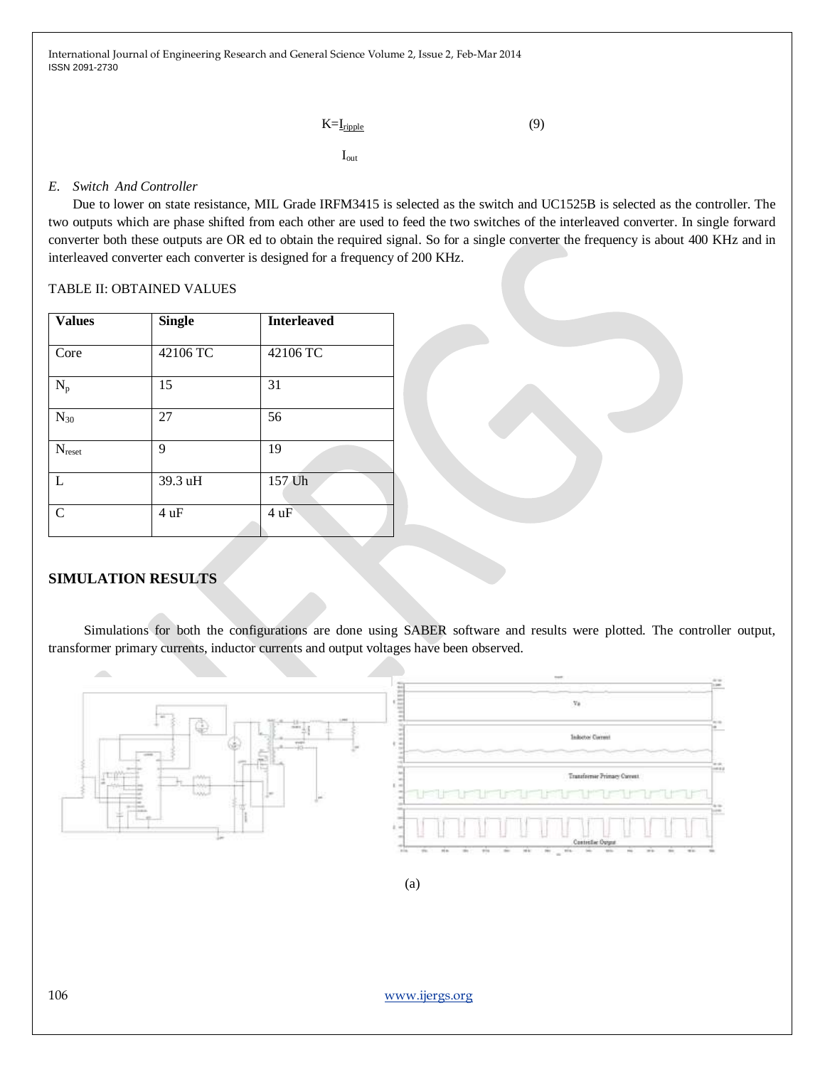$$K = \frac{I_{ripple}}{I_{out}} \tag{9}$$

*E. Switch And Controller*

Due to lower on state resistance, MIL Grade IRFM3415 is selected as the switch and UC1525B is selected as the controller. The two outputs which are phase shifted from each other are used to feed the two switches of the interleaved converter. In single forward converter both these outputs are OR ed to obtain the required signal. So for a single converter the frequency is about 400 KHz and in interleaved converter each converter is designed for a frequency of 200 KHz.

TABLE II: OBTAINED VALUES

| Values | Single | Interleaved |
|---|---|---|
| Core | 42106 TC | 42106 TC |
| $N_p$ | 15 | 31 |
| $N_{30}$ | 27 | 56 |
| $N_{reset}$ | 9 | 19 |
| L | 39.3 uH | 157 Uh |
| C | 4 uF | 4 uF |

## SIMULATION RESULTS

Simulations for both the configurations are done using SABER software and results were plotted. The controller output, transformer primary currents, inductor currents and output voltages have been observed.

(a)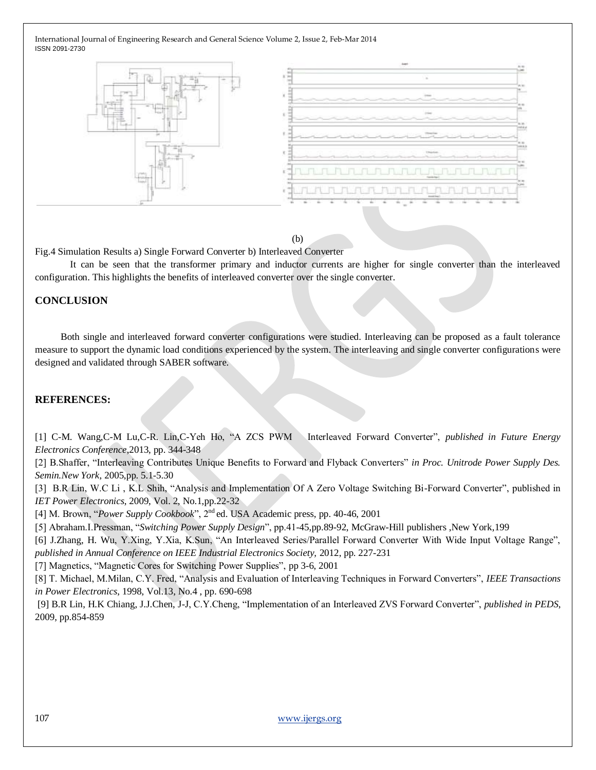(b)

Fig.4 Simulation Results a) Single Forward Converter b) Interleaved Converter

It can be seen that the transformer primary and inductor currents are higher for single converter than the interleaved configuration. This highlights the benefits of interleaved converter over the single converter.

## CONCLUSION

Both single and interleaved forward converter configurations were studied. Interleaving can be proposed as a fault tolerance measure to support the dynamic load conditions experienced by the system. The interleaving and single converter configurations were designed and validated through SABER software.

## REFERENCES:

[1] C-M. Wang,C-M Lu,C-R. Lin,C-Yeh Ho, "A ZCS PWM Interleaved Forward Converter", *published in Future Energy Electronics Conference*,2013, pp. 344-348

[2] B.Shaffer, "Interleaving Contributes Unique Benefits to Forward and Flyback Converters" *in Proc. Unitrode Power Supply Des. Semin.New York,* 2005,pp. 5.1-5.30

[3] B.R Lin, W.C Li , K.L Shih, "Analysis and Implementation Of A Zero Voltage Switching Bi-Forward Converter", published in *IET Power Electronics*, 2009, Vol. 2, No.1,pp.22-32

[4] M. Brown, "*Power Supply Cookbook*", 2nd ed. USA Academic press, pp. 40-46, 2001

[5] Abraham.I.Pressman, "*Switching Power Supply Design*", pp.41-45,pp.89-92, McGraw-Hill publishers ,New York,199

[6] J.Zhang, H. Wu, Y.Xing, Y.Xia, K.Sun, "An Interleaved Series/Parallel Forward Converter With Wide Input Voltage Range", *published in Annual Conference on IEEE Industrial Electronics Society,* 2012, pp. 227-231

[7] Magnetics, "Magnetic Cores for Switching Power Supplies", pp 3-6, 2001

[8] T. Michael, M.Milan, C.Y. Fred, "Analysis and Evaluation of Interleaving Techniques in Forward Converters", *IEEE Transactions in Power Electronics*, 1998, Vol.13, No.4 , pp. 690-698

[9] B.R Lin, H.K Chiang, J.J.Chen, J-J, C.Y.Cheng, "Implementation of an Interleaved ZVS Forward Converter", *published in PEDS*, 2009, pp.854-859